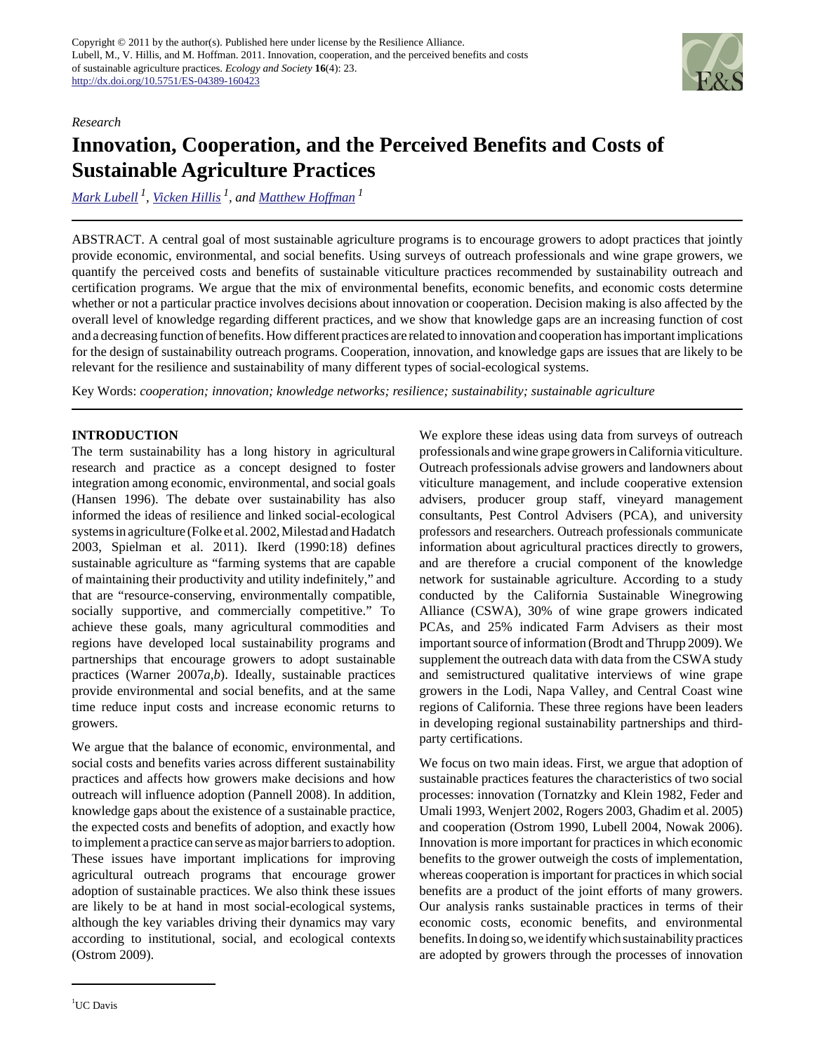Copyright © 2011 by the author(s). Published here under license by the Resilience Alliance.
Lubell, M., V. Hillis, and M. Hoffman. 2011. Innovation, cooperation, and the perceived benefits and costs of sustainable agriculture practices. *Ecology and Society* **16**(4): 23.
http://dx.doi.org/10.5751/ES-04389-160423

*Research*

# Innovation, Cooperation, and the Perceived Benefits and Costs of Sustainable Agriculture Practices

*Mark Lubell* [1], *Vicken Hillis* [1], and *Matthew Hoffman* [1]

ABSTRACT. A central goal of most sustainable agriculture programs is to encourage growers to adopt practices that jointly provide economic, environmental, and social benefits. Using surveys of outreach professionals and wine grape growers, we quantify the perceived costs and benefits of sustainable viticulture practices recommended by sustainability outreach and certification programs. We argue that the mix of environmental benefits, economic benefits, and economic costs determine whether or not a particular practice involves decisions about innovation or cooperation. Decision making is also affected by the overall level of knowledge regarding different practices, and we show that knowledge gaps are an increasing function of cost and a decreasing function of benefits. How different practices are related to innovation and cooperation has important implications for the design of sustainability outreach programs. Cooperation, innovation, and knowledge gaps are issues that are likely to be relevant for the resilience and sustainability of many different types of social-ecological systems.

Key Words: *cooperation; innovation; knowledge networks; resilience; sustainability; sustainable agriculture*

## INTRODUCTION

The term sustainability has a long history in agricultural research and practice as a concept designed to foster integration among economic, environmental, and social goals (Hansen 1996). The debate over sustainability has also informed the ideas of resilience and linked social-ecological systems in agriculture (Folke et al. 2002, Milestad and Hadatch 2003, Spielman et al. 2011). Ikerd (1990:18) defines sustainable agriculture as "farming systems that are capable of maintaining their productivity and utility indefinitely," and that are "resource-conserving, environmentally compatible, socially supportive, and commercially competitive." To achieve these goals, many agricultural commodities and regions have developed local sustainability programs and partnerships that encourage growers to adopt sustainable practices (Warner 2007*a*,*b*). Ideally, sustainable practices provide environmental and social benefits, and at the same time reduce input costs and increase economic returns to growers.

We argue that the balance of economic, environmental, and social costs and benefits varies across different sustainability practices and affects how growers make decisions and how outreach will influence adoption (Pannell 2008). In addition, knowledge gaps about the existence of a sustainable practice, the expected costs and benefits of adoption, and exactly how to implement a practice can serve as major barriers to adoption. These issues have important implications for improving agricultural outreach programs that encourage grower adoption of sustainable practices. We also think these issues are likely to be at hand in most social-ecological systems, although the key variables driving their dynamics may vary according to institutional, social, and ecological contexts (Ostrom 2009).

We explore these ideas using data from surveys of outreach professionals and wine grape growers in California viticulture. Outreach professionals advise growers and landowners about viticulture management, and include cooperative extension advisers, producer group staff, vineyard management consultants, Pest Control Advisers (PCA), and university professors and researchers. Outreach professionals communicate information about agricultural practices directly to growers, and are therefore a crucial component of the knowledge network for sustainable agriculture. According to a study conducted by the California Sustainable Winegrowing Alliance (CSWA), 30% of wine grape growers indicated PCAs, and 25% indicated Farm Advisers as their most important source of information (Brodt and Thrupp 2009). We supplement the outreach data with data from the CSWA study and semistructured qualitative interviews of wine grape growers in the Lodi, Napa Valley, and Central Coast wine regions of California. These three regions have been leaders in developing regional sustainability partnerships and third-party certifications.

We focus on two main ideas. First, we argue that adoption of sustainable practices features the characteristics of two social processes: innovation (Tornatzky and Klein 1982, Feder and Umali 1993, Wenjert 2002, Rogers 2003, Ghadim et al. 2005) and cooperation (Ostrom 1990, Lubell 2004, Nowak 2006). Innovation is more important for practices in which economic benefits to the grower outweigh the costs of implementation, whereas cooperation is important for practices in which social benefits are a product of the joint efforts of many growers. Our analysis ranks sustainable practices in terms of their economic costs, economic benefits, and environmental benefits. In doing so, we identify which sustainability practices are adopted by growers through the processes of innovation

[1] UC Davis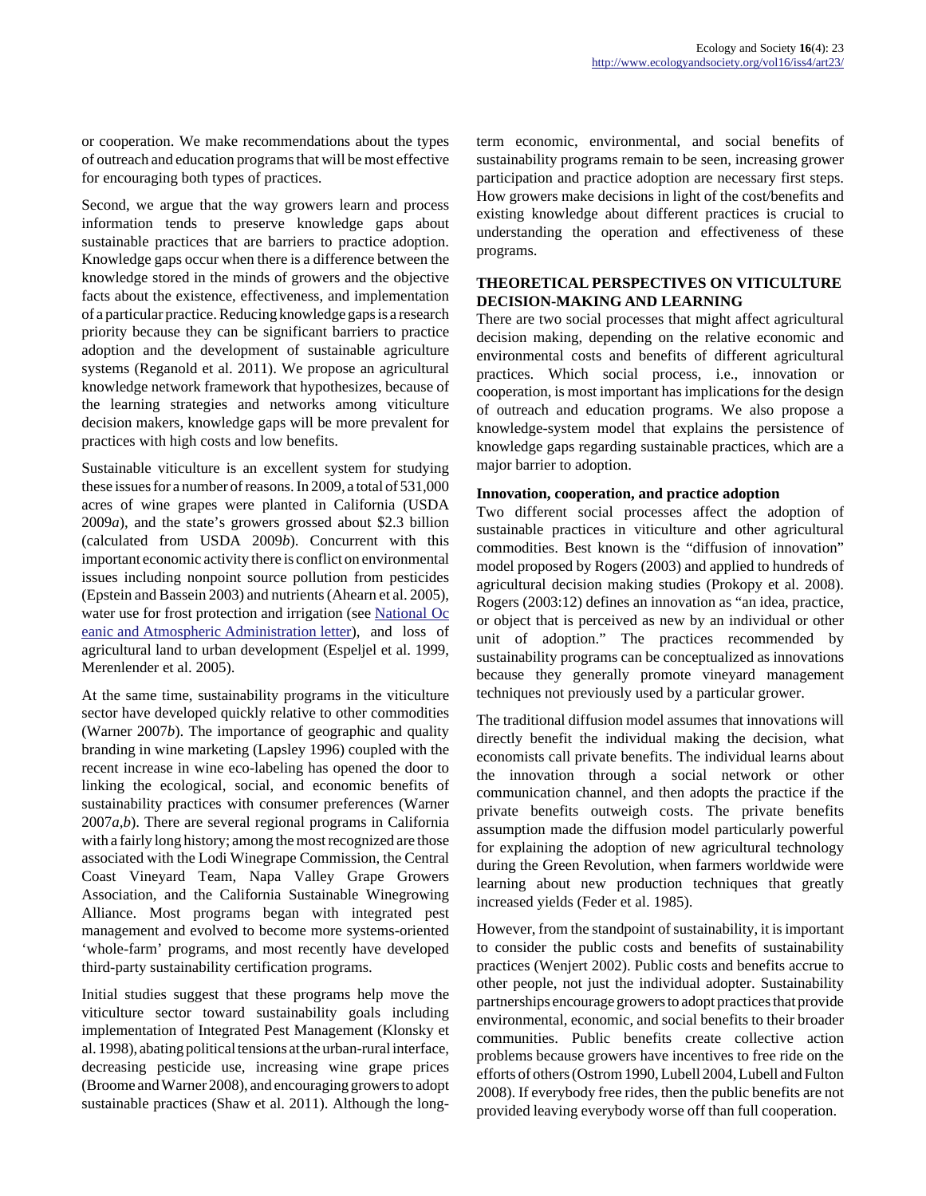or cooperation. We make recommendations about the types of outreach and education programs that will be most effective for encouraging both types of practices.

Second, we argue that the way growers learn and process information tends to preserve knowledge gaps about sustainable practices that are barriers to practice adoption. Knowledge gaps occur when there is a difference between the knowledge stored in the minds of growers and the objective facts about the existence, effectiveness, and implementation of a particular practice. Reducing knowledge gaps is a research priority because they can be significant barriers to practice adoption and the development of sustainable agriculture systems (Reganold et al. 2011). We propose an agricultural knowledge network framework that hypothesizes, because of the learning strategies and networks among viticulture decision makers, knowledge gaps will be more prevalent for practices with high costs and low benefits.

Sustainable viticulture is an excellent system for studying these issues for a number of reasons. In 2009, a total of 531,000 acres of wine grapes were planted in California (USDA 2009*a*), and the state's growers grossed about $2.3 billion (calculated from USDA 2009*b*). Concurrent with this important economic activity there is conflict on environmental issues including nonpoint source pollution from pesticides (Epstein and Bassein 2003) and nutrients (Ahearn et al. 2005), water use for frost protection and irrigation (see National Oceanic and Atmospheric Administration letter), and loss of agricultural land to urban development (Espeljel et al. 1999, Merenlender et al. 2005).

At the same time, sustainability programs in the viticulture sector have developed quickly relative to other commodities (Warner 2007*b*). The importance of geographic and quality branding in wine marketing (Lapsley 1996) coupled with the recent increase in wine eco-labeling has opened the door to linking the ecological, social, and economic benefits of sustainability practices with consumer preferences (Warner 2007*a*,*b*). There are several regional programs in California with a fairly long history; among the most recognized are those associated with the Lodi Winegrape Commission, the Central Coast Vineyard Team, Napa Valley Grape Growers Association, and the California Sustainable Winegrowing Alliance. Most programs began with integrated pest management and evolved to become more systems-oriented 'whole-farm' programs, and most recently have developed third-party sustainability certification programs.

Initial studies suggest that these programs help move the viticulture sector toward sustainability goals including implementation of Integrated Pest Management (Klonsky et al. 1998), abating political tensions at the urban-rural interface, decreasing pesticide use, increasing wine grape prices (Broome and Warner 2008), and encouraging growers to adopt sustainable practices (Shaw et al. 2011). Although the long-term economic, environmental, and social benefits of sustainability programs remain to be seen, increasing grower participation and practice adoption are necessary first steps. How growers make decisions in light of the cost/benefits and existing knowledge about different practices is crucial to understanding the operation and effectiveness of these programs.

## THEORETICAL PERSPECTIVES ON VITICULTURE DECISION-MAKING AND LEARNING

There are two social processes that might affect agricultural decision making, depending on the relative economic and environmental costs and benefits of different agricultural practices. Which social process, i.e., innovation or cooperation, is most important has implications for the design of outreach and education programs. We also propose a knowledge-system model that explains the persistence of knowledge gaps regarding sustainable practices, which are a major barrier to adoption.

### Innovation, cooperation, and practice adoption

Two different social processes affect the adoption of sustainable practices in viticulture and other agricultural commodities. Best known is the "diffusion of innovation" model proposed by Rogers (2003) and applied to hundreds of agricultural decision making studies (Prokopy et al. 2008). Rogers (2003:12) defines an innovation as "an idea, practice, or object that is perceived as new by an individual or other unit of adoption." The practices recommended by sustainability programs can be conceptualized as innovations because they generally promote vineyard management techniques not previously used by a particular grower.

The traditional diffusion model assumes that innovations will directly benefit the individual making the decision, what economists call private benefits. The individual learns about the innovation through a social network or other communication channel, and then adopts the practice if the private benefits outweigh costs. The private benefits assumption made the diffusion model particularly powerful for explaining the adoption of new agricultural technology during the Green Revolution, when farmers worldwide were learning about new production techniques that greatly increased yields (Feder et al. 1985).

However, from the standpoint of sustainability, it is important to consider the public costs and benefits of sustainability practices (Wenjert 2002). Public costs and benefits accrue to other people, not just the individual adopter. Sustainability partnerships encourage growers to adopt practices that provide environmental, economic, and social benefits to their broader communities. Public benefits create collective action problems because growers have incentives to free ride on the efforts of others (Ostrom 1990, Lubell 2004, Lubell and Fulton 2008). If everybody free rides, then the public benefits are not provided leaving everybody worse off than full cooperation.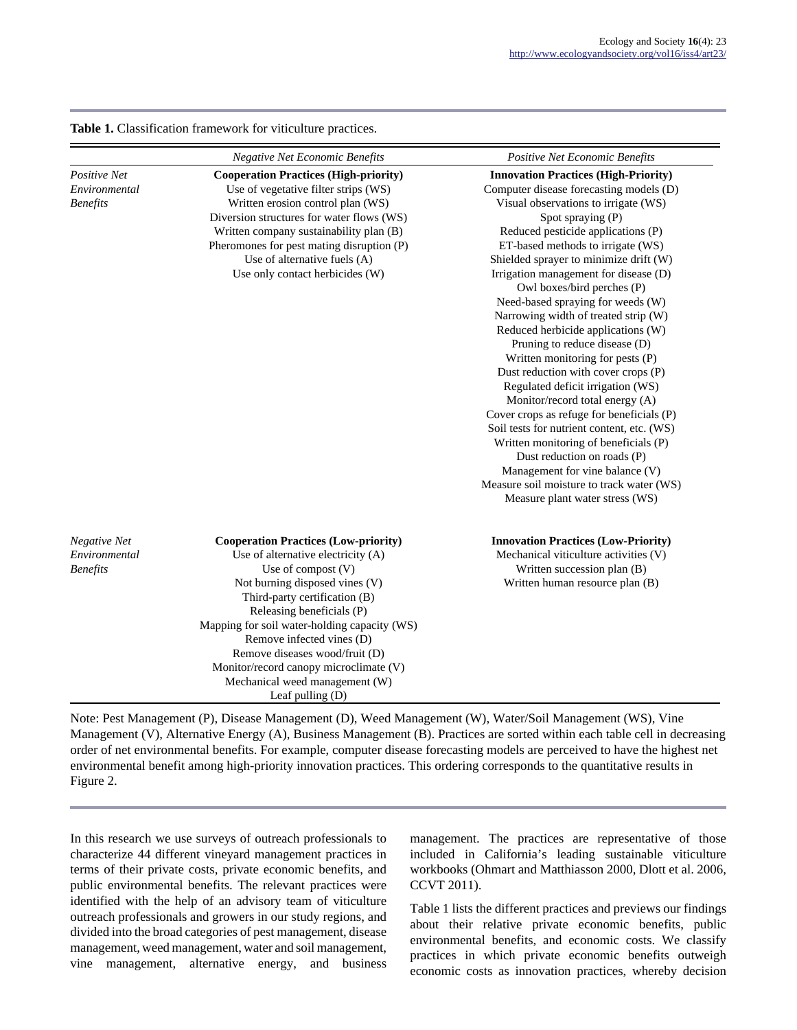**Table 1.** Classification framework for viticulture practices.

| | *Negative Net Economic Benefits* | *Positive Net Economic Benefits* |
|---|---|---|
| *Positive Net Environmental Benefits* | **Cooperation Practices (High-priority)** | **Innovation Practices (High-Priority)** |
| | Use of vegetative filter strips (WS) | Computer disease forecasting models (D) |
| | Written erosion control plan (WS) | Visual observations to irrigate (WS) |
| | Diversion structures for water flows (WS) | Spot spraying (P) |
| | Written company sustainability plan (B) | Reduced pesticide applications (P) |
| | Pheromones for pest mating disruption (P) | ET-based methods to irrigate (WS) |
| | Use of alternative fuels (A) | Shielded sprayer to minimize drift (W) |
| | Use only contact herbicides (W) | Irrigation management for disease (D) |
| | | Owl boxes/bird perches (P) |
| | | Need-based spraying for weeds (W) |
| | | Narrowing width of treated strip (W) |
| | | Reduced herbicide applications (W) |
| | | Pruning to reduce disease (D) |
| | | Written monitoring for pests (P) |
| | | Dust reduction with cover crops (P) |
| | | Regulated deficit irrigation (WS) |
| | | Monitor/record total energy (A) |
| | | Cover crops as refuge for beneficials (P) |
| | | Soil tests for nutrient content, etc. (WS) |
| | | Written monitoring of beneficials (P) |
| | | Dust reduction on roads (P) |
| | | Management for vine balance (V) |
| | | Measure soil moisture to track water (WS) |
| | | Measure plant water stress (WS) |
| *Negative Net Environmental Benefits* | **Cooperation Practices (Low-priority)** | **Innovation Practices (Low-Priority)** |
| | Use of alternative electricity (A) | Mechanical viticulture activities (V) |
| | Use of compost (V) | Written succession plan (B) |
| | Not burning disposed vines (V) | Written human resource plan (B) |
| | Third-party certification (B) | |
| | Releasing beneficials (P) | |
| | Mapping for soil water-holding capacity (WS) | |
| | Remove infected vines (D) | |
| | Remove diseases wood/fruit (D) | |
| | Monitor/record canopy microclimate (V) | |
| | Mechanical weed management (W) | |
| | Leaf pulling (D) | |

Note: Pest Management (P), Disease Management (D), Weed Management (W), Water/Soil Management (WS), Vine Management (V), Alternative Energy (A), Business Management (B). Practices are sorted within each table cell in decreasing order of net environmental benefits. For example, computer disease forecasting models are perceived to have the highest net environmental benefit among high-priority innovation practices. This ordering corresponds to the quantitative results in Figure 2.

In this research we use surveys of outreach professionals to characterize 44 different vineyard management practices in terms of their private costs, private economic benefits, and public environmental benefits. The relevant practices were identified with the help of an advisory team of viticulture outreach professionals and growers in our study regions, and divided into the broad categories of pest management, disease management, weed management, water and soil management, vine management, alternative energy, and business management. The practices are representative of those included in California's leading sustainable viticulture workbooks (Ohmart and Matthiasson 2000, Dlott et al. 2006, CCVT 2011).

Table 1 lists the different practices and previews our findings about their relative private economic benefits, public environmental benefits, and economic costs. We classify practices in which private economic benefits outweigh economic costs as innovation practices, whereby decision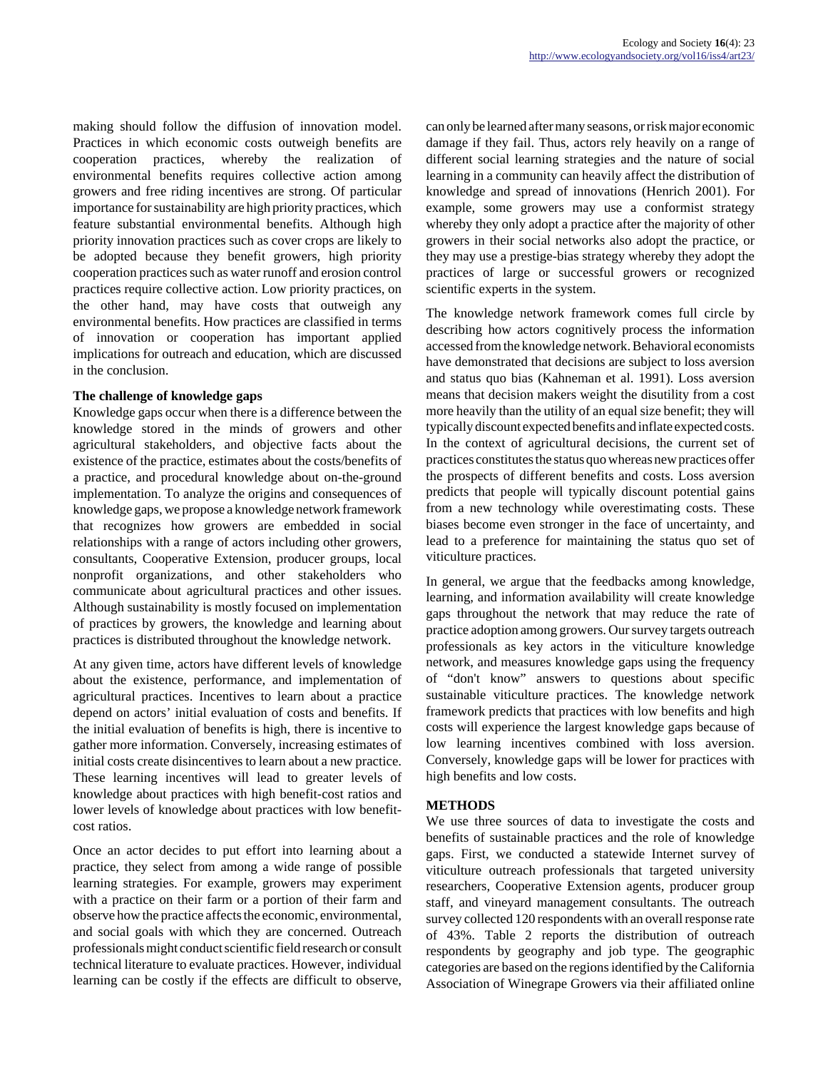making should follow the diffusion of innovation model. Practices in which economic costs outweigh benefits are cooperation practices, whereby the realization of environmental benefits requires collective action among growers and free riding incentives are strong. Of particular importance for sustainability are high priority practices, which feature substantial environmental benefits. Although high priority innovation practices such as cover crops are likely to be adopted because they benefit growers, high priority cooperation practices such as water runoff and erosion control practices require collective action. Low priority practices, on the other hand, may have costs that outweigh any environmental benefits. How practices are classified in terms of innovation or cooperation has important applied implications for outreach and education, which are discussed in the conclusion.

### The challenge of knowledge gaps

Knowledge gaps occur when there is a difference between the knowledge stored in the minds of growers and other agricultural stakeholders, and objective facts about the existence of the practice, estimates about the costs/benefits of a practice, and procedural knowledge about on-the-ground implementation. To analyze the origins and consequences of knowledge gaps, we propose a knowledge network framework that recognizes how growers are embedded in social relationships with a range of actors including other growers, consultants, Cooperative Extension, producer groups, local nonprofit organizations, and other stakeholders who communicate about agricultural practices and other issues. Although sustainability is mostly focused on implementation of practices by growers, the knowledge and learning about practices is distributed throughout the knowledge network.

At any given time, actors have different levels of knowledge about the existence, performance, and implementation of agricultural practices. Incentives to learn about a practice depend on actors' initial evaluation of costs and benefits. If the initial evaluation of benefits is high, there is incentive to gather more information. Conversely, increasing estimates of initial costs create disincentives to learn about a new practice. These learning incentives will lead to greater levels of knowledge about practices with high benefit-cost ratios and lower levels of knowledge about practices with low benefit-cost ratios.

Once an actor decides to put effort into learning about a practice, they select from among a wide range of possible learning strategies. For example, growers may experiment with a practice on their farm or a portion of their farm and observe how the practice affects the economic, environmental, and social goals with which they are concerned. Outreach professionals might conduct scientific field research or consult technical literature to evaluate practices. However, individual learning can be costly if the effects are difficult to observe, can only be learned after many seasons, or risk major economic damage if they fail. Thus, actors rely heavily on a range of different social learning strategies and the nature of social learning in a community can heavily affect the distribution of knowledge and spread of innovations (Henrich 2001). For example, some growers may use a conformist strategy whereby they only adopt a practice after the majority of other growers in their social networks also adopt the practice, or they may use a prestige-bias strategy whereby they adopt the practices of large or successful growers or recognized scientific experts in the system.

The knowledge network framework comes full circle by describing how actors cognitively process the information accessed from the knowledge network. Behavioral economists have demonstrated that decisions are subject to loss aversion and status quo bias (Kahneman et al. 1991). Loss aversion means that decision makers weight the disutility from a cost more heavily than the utility of an equal size benefit; they will typically discount expected benefits and inflate expected costs. In the context of agricultural decisions, the current set of practices constitutes the status quo whereas new practices offer the prospects of different benefits and costs. Loss aversion predicts that people will typically discount potential gains from a new technology while overestimating costs. These biases become even stronger in the face of uncertainty, and lead to a preference for maintaining the status quo set of viticulture practices.

In general, we argue that the feedbacks among knowledge, learning, and information availability will create knowledge gaps throughout the network that may reduce the rate of practice adoption among growers. Our survey targets outreach professionals as key actors in the viticulture knowledge network, and measures knowledge gaps using the frequency of "don't know" answers to questions about specific sustainable viticulture practices. The knowledge network framework predicts that practices with low benefits and high costs will experience the largest knowledge gaps because of low learning incentives combined with loss aversion. Conversely, knowledge gaps will be lower for practices with high benefits and low costs.

## METHODS

We use three sources of data to investigate the costs and benefits of sustainable practices and the role of knowledge gaps. First, we conducted a statewide Internet survey of viticulture outreach professionals that targeted university researchers, Cooperative Extension agents, producer group staff, and vineyard management consultants. The outreach survey collected 120 respondents with an overall response rate of 43%. Table 2 reports the distribution of outreach respondents by geography and job type. The geographic categories are based on the regions identified by the California Association of Winegrape Growers via their affiliated online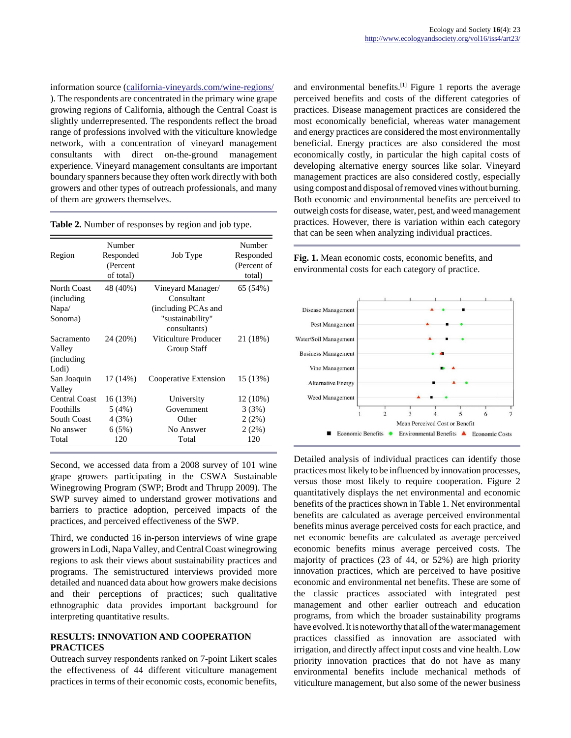information source (california-vineyards.com/wine-regions/ ). The respondents are concentrated in the primary wine grape growing regions of California, although the Central Coast is slightly underrepresented. The respondents reflect the broad range of professions involved with the viticulture knowledge network, with a concentration of vineyard management consultants with direct on-the-ground management experience. Vineyard management consultants are important boundary spanners because they often work directly with both growers and other types of outreach professionals, and many of them are growers themselves.

**Table 2.** Number of responses by region and job type.

| Region | Number Responded (Percent of total) | Job Type | Number Responded (Percent of total) |
|---|---|---|---|
| North Coast (including Napa/ Sonoma) | 48 (40%) | Vineyard Manager/ Consultant (including PCAs and "sustainability" consultants) | 65 (54%) |
| Sacramento Valley (including Lodi) | 24 (20%) | Viticulture Producer Group Staff | 21 (18%) |
| San Joaquin Valley | 17 (14%) | Cooperative Extension | 15 (13%) |
| Central Coast | 16 (13%) | University | 12 (10%) |
| Foothills | 5 (4%) | Government | 3 (3%) |
| South Coast | 4 (3%) | Other | 2 (2%) |
| No answer | 6 (5%) | No Answer | 2 (2%) |
| Total | 120 | Total | 120 |

Second, we accessed data from a 2008 survey of 101 wine grape growers participating in the CSWA Sustainable Winegrowing Program (SWP; Brodt and Thrupp 2009). The SWP survey aimed to understand grower motivations and barriers to practice adoption, perceived impacts of the practices, and perceived effectiveness of the SWP.

Third, we conducted 16 in-person interviews of wine grape growers in Lodi, Napa Valley, and Central Coast winegrowing regions to ask their views about sustainability practices and programs. The semistructured interviews provided more detailed and nuanced data about how growers make decisions and their perceptions of practices; such qualitative ethnographic data provides important background for interpreting quantitative results.

## RESULTS: INNOVATION AND COOPERATION PRACTICES

Outreach survey respondents ranked on 7-point Likert scales the effectiveness of 44 different viticulture management practices in terms of their economic costs, economic benefits, and environmental benefits.[1] Figure 1 reports the average perceived benefits and costs of the different categories of practices. Disease management practices are considered the most economically beneficial, whereas water management and energy practices are considered the most environmentally beneficial. Energy practices are also considered the most economically costly, in particular the high capital costs of developing alternative energy sources like solar. Vineyard management practices are also considered costly, especially using compost and disposal of removed vines without burning. Both economic and environmental benefits are perceived to outweigh costs for disease, water, pest, and weed management practices. However, there is variation within each category that can be seen when analyzing individual practices.

**Fig. 1.** Mean economic costs, economic benefits, and environmental costs for each category of practice.

Detailed analysis of individual practices can identify those practices most likely to be influenced by innovation processes, versus those most likely to require cooperation. Figure 2 quantitatively displays the net environmental and economic benefits of the practices shown in Table 1. Net environmental benefits are calculated as average perceived environmental benefits minus average perceived costs for each practice, and net economic benefits are calculated as average perceived economic benefits minus average perceived costs. The majority of practices (23 of 44, or 52%) are high priority innovation practices, which are perceived to have positive economic and environmental net benefits. These are some of the classic practices associated with integrated pest management and other earlier outreach and education programs, from which the broader sustainability programs have evolved. It is noteworthy that all of the water management practices classified as innovation are associated with irrigation, and directly affect input costs and vine health. Low priority innovation practices that do not have as many environmental benefits include mechanical methods of viticulture management, but also some of the newer business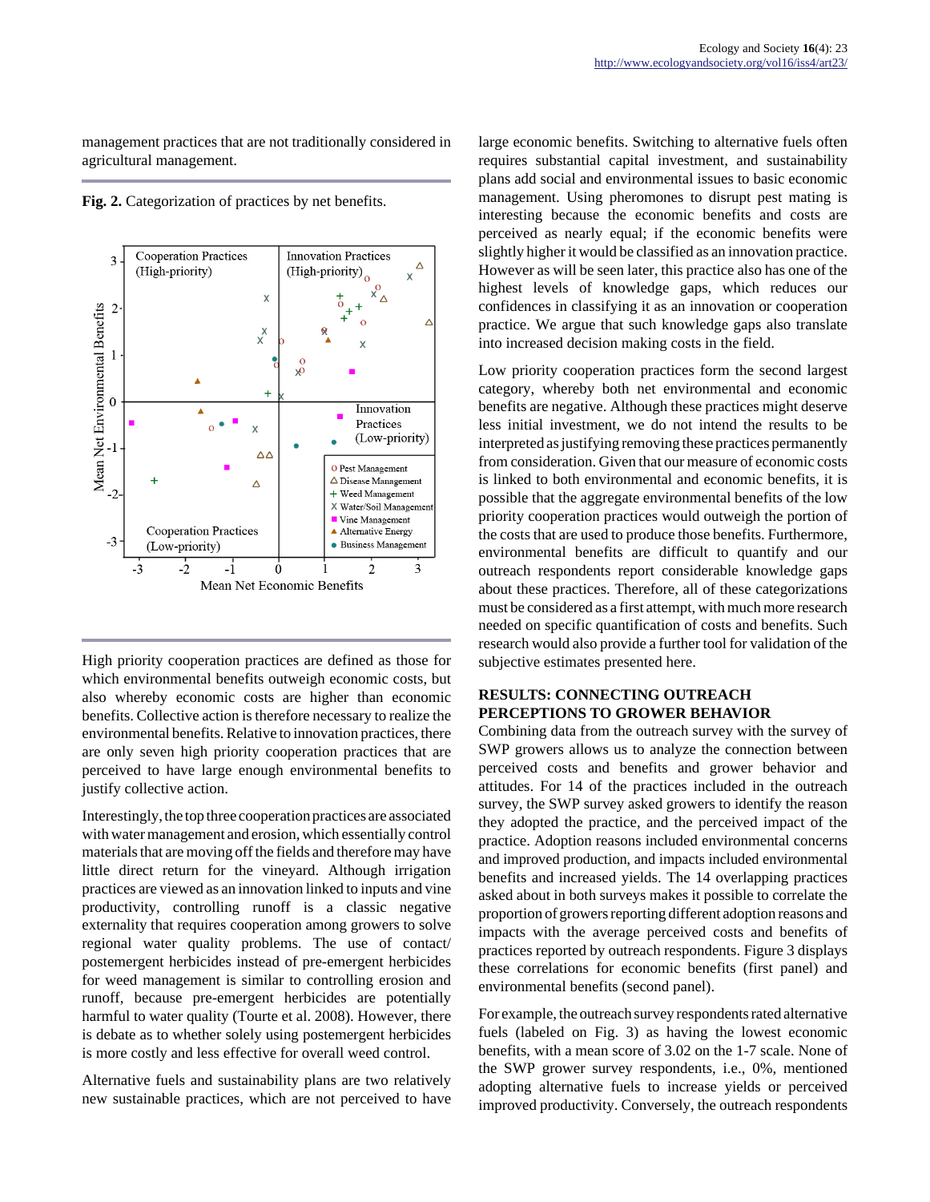management practices that are not traditionally considered in agricultural management.

**Fig. 2.** Categorization of practices by net benefits.

High priority cooperation practices are defined as those for which environmental benefits outweigh economic costs, but also whereby economic costs are higher than economic benefits. Collective action is therefore necessary to realize the environmental benefits. Relative to innovation practices, there are only seven high priority cooperation practices that are perceived to have large enough environmental benefits to justify collective action.

Interestingly, the top three cooperation practices are associated with water management and erosion, which essentially control materials that are moving off the fields and therefore may have little direct return for the vineyard. Although irrigation practices are viewed as an innovation linked to inputs and vine productivity, controlling runoff is a classic negative externality that requires cooperation among growers to solve regional water quality problems. The use of contact/postemergent herbicides instead of pre-emergent herbicides for weed management is similar to controlling erosion and runoff, because pre-emergent herbicides are potentially harmful to water quality (Tourte et al. 2008). However, there is debate as to whether solely using postemergent herbicides is more costly and less effective for overall weed control.

Alternative fuels and sustainability plans are two relatively new sustainable practices, which are not perceived to have large economic benefits. Switching to alternative fuels often requires substantial capital investment, and sustainability plans add social and environmental issues to basic economic management. Using pheromones to disrupt pest mating is interesting because the economic benefits and costs are perceived as nearly equal; if the economic benefits were slightly higher it would be classified as an innovation practice. However as will be seen later, this practice also has one of the highest levels of knowledge gaps, which reduces our confidences in classifying it as an innovation or cooperation practice. We argue that such knowledge gaps also translate into increased decision making costs in the field.

Low priority cooperation practices form the second largest category, whereby both net environmental and economic benefits are negative. Although these practices might deserve less initial investment, we do not intend the results to be interpreted as justifying removing these practices permanently from consideration. Given that our measure of economic costs is linked to both environmental and economic benefits, it is possible that the aggregate environmental benefits of the low priority cooperation practices would outweigh the portion of the costs that are used to produce those benefits. Furthermore, environmental benefits are difficult to quantify and our outreach respondents report considerable knowledge gaps about these practices. Therefore, all of these categorizations must be considered as a first attempt, with much more research needed on specific quantification of costs and benefits. Such research would also provide a further tool for validation of the subjective estimates presented here.

## RESULTS: CONNECTING OUTREACH PERCEPTIONS TO GROWER BEHAVIOR

Combining data from the outreach survey with the survey of SWP growers allows us to analyze the connection between perceived costs and benefits and grower behavior and attitudes. For 14 of the practices included in the outreach survey, the SWP survey asked growers to identify the reason they adopted the practice, and the perceived impact of the practice. Adoption reasons included environmental concerns and improved production, and impacts included environmental benefits and increased yields. The 14 overlapping practices asked about in both surveys makes it possible to correlate the proportion of growers reporting different adoption reasons and impacts with the average perceived costs and benefits of practices reported by outreach respondents. Figure 3 displays these correlations for economic benefits (first panel) and environmental benefits (second panel).

For example, the outreach survey respondents rated alternative fuels (labeled on Fig. 3) as having the lowest economic benefits, with a mean score of 3.02 on the 1-7 scale. None of the SWP grower survey respondents, i.e., 0%, mentioned adopting alternative fuels to increase yields or perceived improved productivity. Conversely, the outreach respondents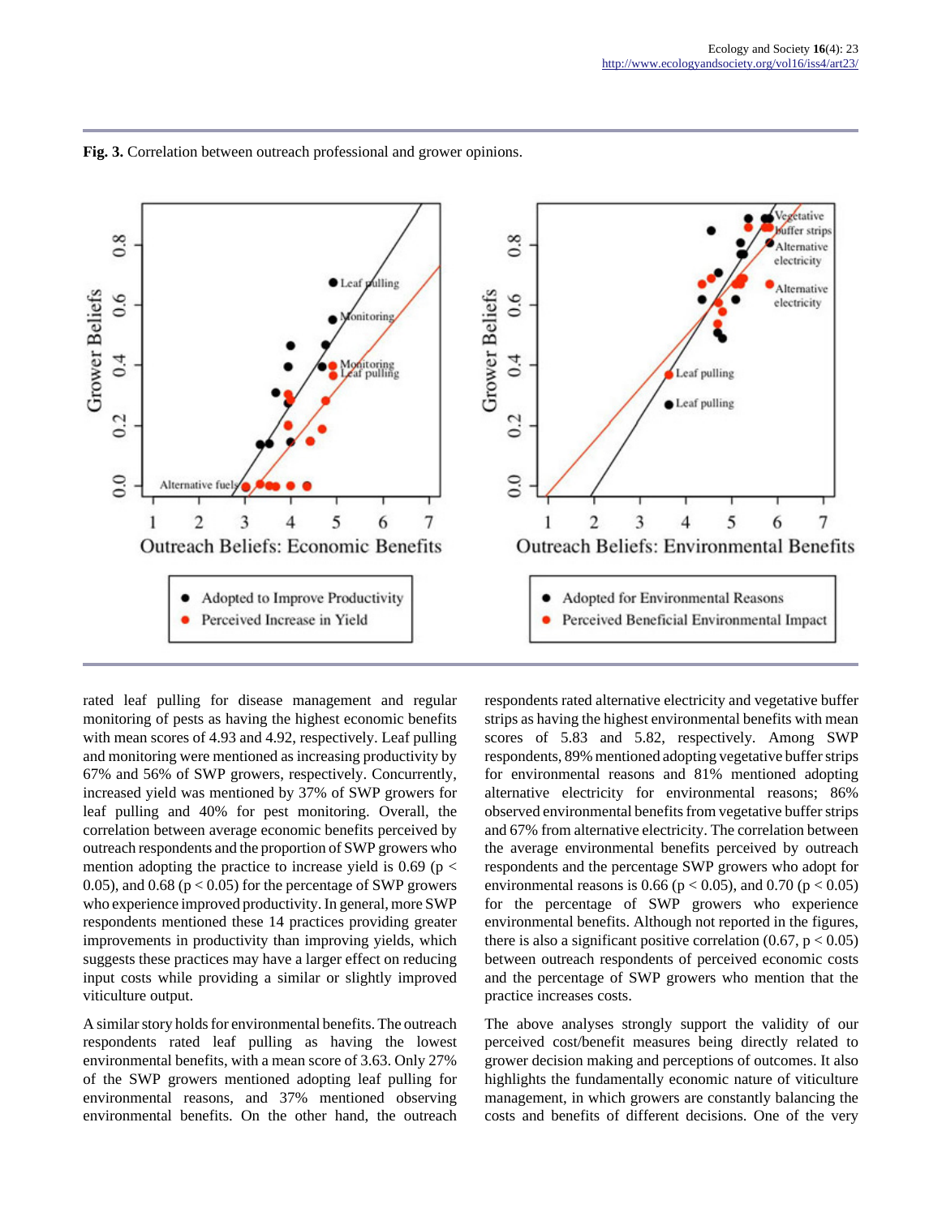**Fig. 3.** Correlation between outreach professional and grower opinions.

rated leaf pulling for disease management and regular monitoring of pests as having the highest economic benefits with mean scores of 4.93 and 4.92, respectively. Leaf pulling and monitoring were mentioned as increasing productivity by 67% and 56% of SWP growers, respectively. Concurrently, increased yield was mentioned by 37% of SWP growers for leaf pulling and 40% for pest monitoring. Overall, the correlation between average economic benefits perceived by outreach respondents and the proportion of SWP growers who mention adopting the practice to increase yield is 0.69 ($p < 0.05$), and 0.68 ($p < 0.05$) for the percentage of SWP growers who experience improved productivity. In general, more SWP respondents mentioned these 14 practices providing greater improvements in productivity than improving yields, which suggests these practices may have a larger effect on reducing input costs while providing a similar or slightly improved viticulture output.

A similar story holds for environmental benefits. The outreach respondents rated leaf pulling as having the lowest environmental benefits, with a mean score of 3.63. Only 27% of the SWP growers mentioned adopting leaf pulling for environmental reasons, and 37% mentioned observing environmental benefits. On the other hand, the outreach respondents rated alternative electricity and vegetative buffer strips as having the highest environmental benefits with mean scores of 5.83 and 5.82, respectively. Among SWP respondents, 89% mentioned adopting vegetative buffer strips for environmental reasons and 81% mentioned adopting alternative electricity for environmental reasons; 86% observed environmental benefits from vegetative buffer strips and 67% from alternative electricity. The correlation between the average environmental benefits perceived by outreach respondents and the percentage SWP growers who adopt for environmental reasons is 0.66 ($p < 0.05$), and 0.70 ($p < 0.05$) for the percentage of SWP growers who experience environmental benefits. Although not reported in the figures, there is also a significant positive correlation (0.67, $p < 0.05$) between outreach respondents of perceived economic costs and the percentage of SWP growers who mention that the practice increases costs.

The above analyses strongly support the validity of our perceived cost/benefit measures being directly related to grower decision making and perceptions of outcomes. It also highlights the fundamentally economic nature of viticulture management, in which growers are constantly balancing the costs and benefits of different decisions. One of the very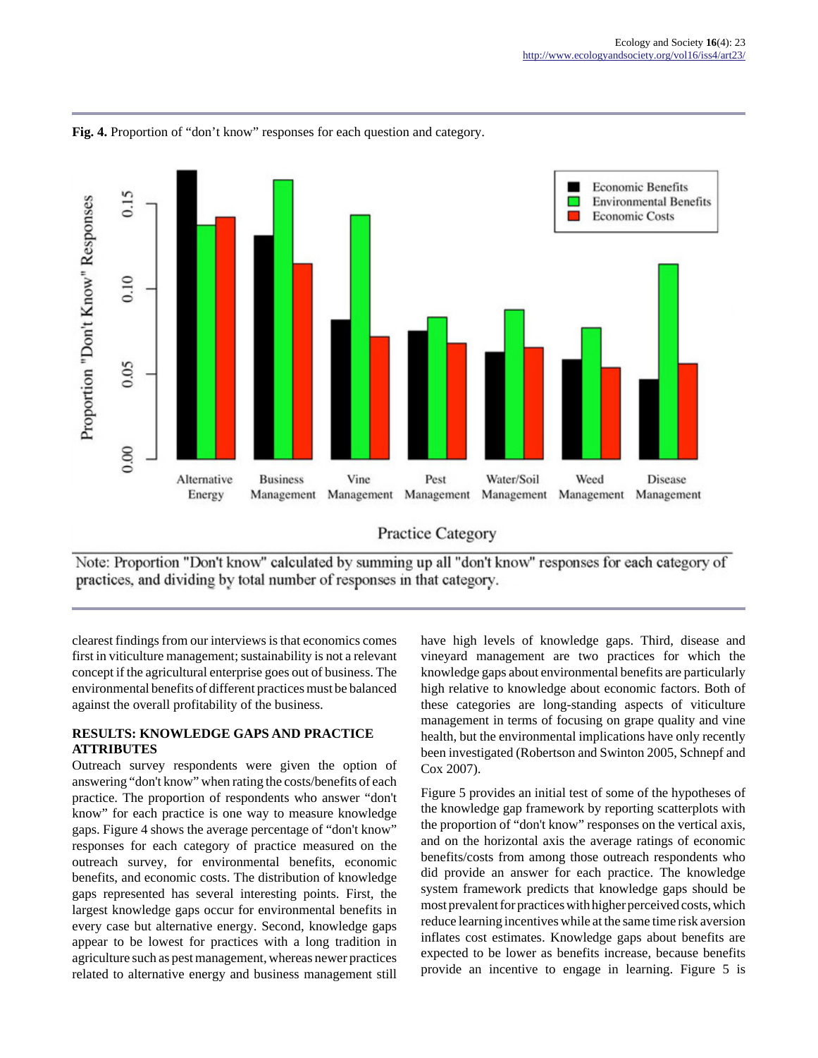**Fig. 4.** Proportion of "don't know" responses for each question and category.

Note: Proportion "Don't know" calculated by summing up all "don't know" responses for each category of practices, and dividing by total number of responses in that category.

clearest findings from our interviews is that economics comes first in viticulture management; sustainability is not a relevant concept if the agricultural enterprise goes out of business. The environmental benefits of different practices must be balanced against the overall profitability of the business.

## RESULTS: KNOWLEDGE GAPS AND PRACTICE ATTRIBUTES

Outreach survey respondents were given the option of answering "don't know" when rating the costs/benefits of each practice. The proportion of respondents who answer "don't know" for each practice is one way to measure knowledge gaps. Figure 4 shows the average percentage of "don't know" responses for each category of practice measured on the outreach survey, for environmental benefits, economic benefits, and economic costs. The distribution of knowledge gaps represented has several interesting points. First, the largest knowledge gaps occur for environmental benefits in every case but alternative energy. Second, knowledge gaps appear to be lowest for practices with a long tradition in agriculture such as pest management, whereas newer practices related to alternative energy and business management still have high levels of knowledge gaps. Third, disease and vineyard management are two practices for which the knowledge gaps about environmental benefits are particularly high relative to knowledge about economic factors. Both of these categories are long-standing aspects of viticulture management in terms of focusing on grape quality and vine health, but the environmental implications have only recently been investigated (Robertson and Swinton 2005, Schnepf and Cox 2007).

Figure 5 provides an initial test of some of the hypotheses of the knowledge gap framework by reporting scatterplots with the proportion of "don't know" responses on the vertical axis, and on the horizontal axis the average ratings of economic benefits/costs from among those outreach respondents who did provide an answer for each practice. The knowledge system framework predicts that knowledge gaps should be most prevalent for practices with higher perceived costs, which reduce learning incentives while at the same time risk aversion inflates cost estimates. Knowledge gaps about benefits are expected to be lower as benefits increase, because benefits provide an incentive to engage in learning. Figure 5 is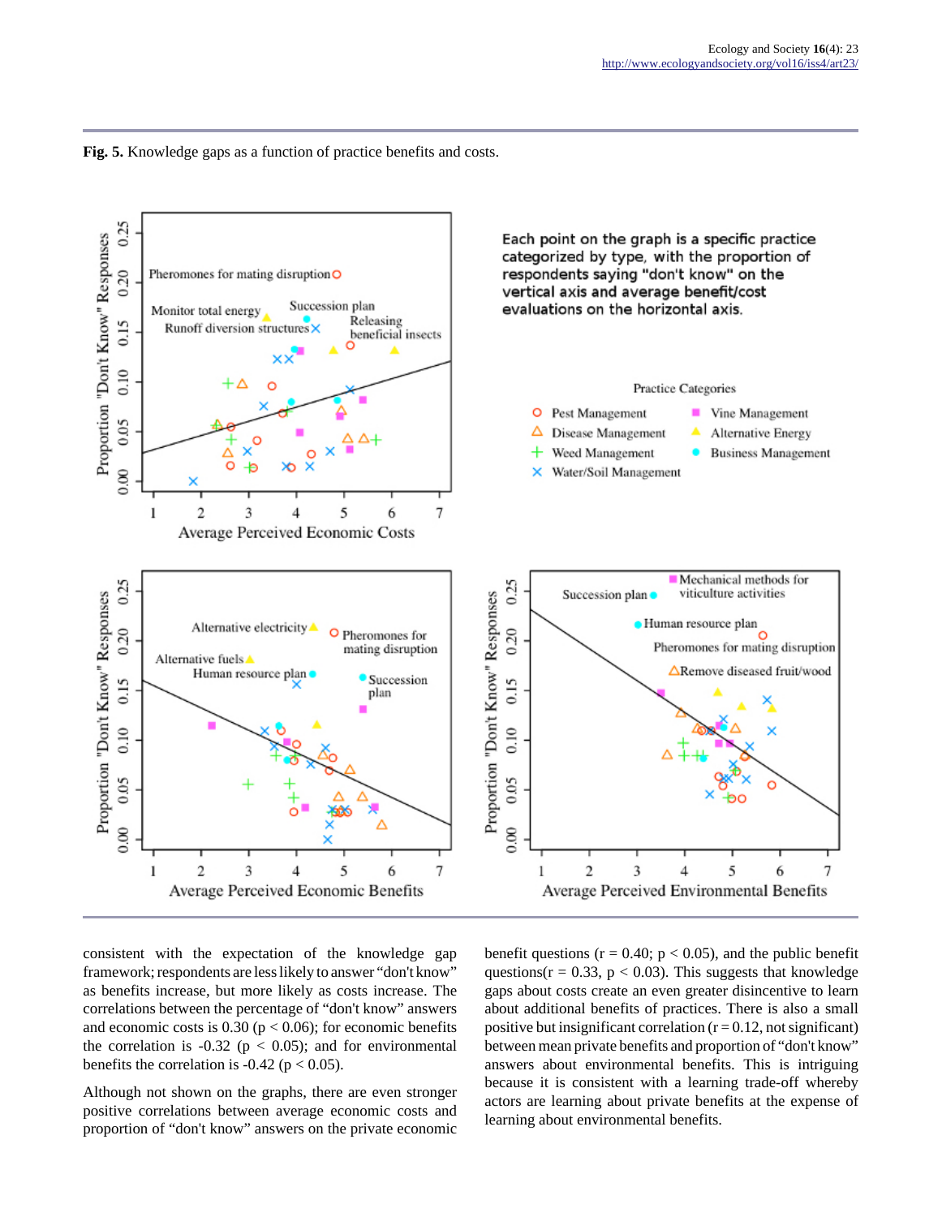**Fig. 5.** Knowledge gaps as a function of practice benefits and costs.

consistent with the expectation of the knowledge gap framework; respondents are less likely to answer "don't know" as benefits increase, but more likely as costs increase. The correlations between the percentage of "don't know" answers and economic costs is 0.30 ($p < 0.06$); for economic benefits the correlation is -0.32 ($p < 0.05$); and for environmental benefits the correlation is -0.42 ($p < 0.05$).

Although not shown on the graphs, there are even stronger positive correlations between average economic costs and proportion of "don't know" answers on the private economic benefit questions ($r = 0.40$; $p < 0.05$), and the public benefit questions($r = 0.33$, $p < 0.03$). This suggests that knowledge gaps about costs create an even greater disincentive to learn about additional benefits of practices. There is also a small positive but insignificant correlation ($r = 0.12$, not significant) between mean private benefits and proportion of "don't know" answers about environmental benefits. This is intriguing because it is consistent with a learning trade-off whereby actors are learning about private benefits at the expense of learning about environmental benefits.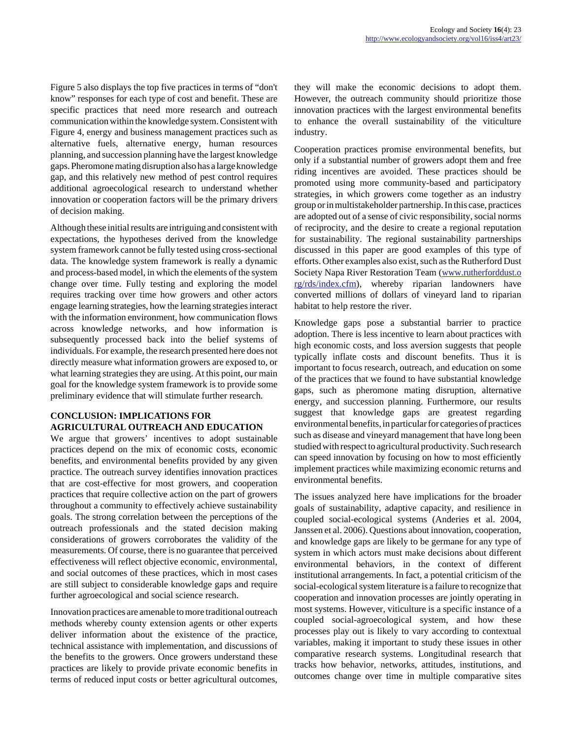Figure 5 also displays the top five practices in terms of "don't know" responses for each type of cost and benefit. These are specific practices that need more research and outreach communication within the knowledge system. Consistent with Figure 4, energy and business management practices such as alternative fuels, alternative energy, human resources planning, and succession planning have the largest knowledge gaps. Pheromone mating disruption also has a large knowledge gap, and this relatively new method of pest control requires additional agroecological research to understand whether innovation or cooperation factors will be the primary drivers of decision making.

Although these initial results are intriguing and consistent with expectations, the hypotheses derived from the knowledge system framework cannot be fully tested using cross-sectional data. The knowledge system framework is really a dynamic and process-based model, in which the elements of the system change over time. Fully testing and exploring the model requires tracking over time how growers and other actors engage learning strategies, how the learning strategies interact with the information environment, how communication flows across knowledge networks, and how information is subsequently processed back into the belief systems of individuals. For example, the research presented here does not directly measure what information growers are exposed to, or what learning strategies they are using. At this point, our main goal for the knowledge system framework is to provide some preliminary evidence that will stimulate further research.

## CONCLUSION: IMPLICATIONS FOR AGRICULTURAL OUTREACH AND EDUCATION

We argue that growers' incentives to adopt sustainable practices depend on the mix of economic costs, economic benefits, and environmental benefits provided by any given practice. The outreach survey identifies innovation practices that are cost-effective for most growers, and cooperation practices that require collective action on the part of growers throughout a community to effectively achieve sustainability goals. The strong correlation between the perceptions of the outreach professionals and the stated decision making considerations of growers corroborates the validity of the measurements. Of course, there is no guarantee that perceived effectiveness will reflect objective economic, environmental, and social outcomes of these practices, which in most cases are still subject to considerable knowledge gaps and require further agroecological and social science research.

Innovation practices are amenable to more traditional outreach methods whereby county extension agents or other experts deliver information about the existence of the practice, technical assistance with implementation, and discussions of the benefits to the growers. Once growers understand these practices are likely to provide private economic benefits in terms of reduced input costs or better agricultural outcomes, they will make the economic decisions to adopt them. However, the outreach community should prioritize those innovation practices with the largest environmental benefits to enhance the overall sustainability of the viticulture industry.

Cooperation practices promise environmental benefits, but only if a substantial number of growers adopt them and free riding incentives are avoided. These practices should be promoted using more community-based and participatory strategies, in which growers come together as an industry group or in multistakeholder partnership. In this case, practices are adopted out of a sense of civic responsibility, social norms of reciprocity, and the desire to create a regional reputation for sustainability. The regional sustainability partnerships discussed in this paper are good examples of this type of efforts. Other examples also exist, such as the Rutherford Dust Society Napa River Restoration Team (www.rutherforddust.org/rds/index.cfm), whereby riparian landowners have converted millions of dollars of vineyard land to riparian habitat to help restore the river.

Knowledge gaps pose a substantial barrier to practice adoption. There is less incentive to learn about practices with high economic costs, and loss aversion suggests that people typically inflate costs and discount benefits. Thus it is important to focus research, outreach, and education on some of the practices that we found to have substantial knowledge gaps, such as pheromone mating disruption, alternative energy, and succession planning. Furthermore, our results suggest that knowledge gaps are greatest regarding environmental benefits, in particular for categories of practices such as disease and vineyard management that have long been studied with respect to agricultural productivity. Such research can speed innovation by focusing on how to most efficiently implement practices while maximizing economic returns and environmental benefits.

The issues analyzed here have implications for the broader goals of sustainability, adaptive capacity, and resilience in coupled social-ecological systems (Anderies et al. 2004, Janssen et al. 2006). Questions about innovation, cooperation, and knowledge gaps are likely to be germane for any type of system in which actors must make decisions about different environmental behaviors, in the context of different institutional arrangements. In fact, a potential criticism of the social-ecological system literature is a failure to recognize that cooperation and innovation processes are jointly operating in most systems. However, viticulture is a specific instance of a coupled social-agroecological system, and how these processes play out is likely to vary according to contextual variables, making it important to study these issues in other comparative research systems. Longitudinal research that tracks how behavior, networks, attitudes, institutions, and outcomes change over time in multiple comparative sites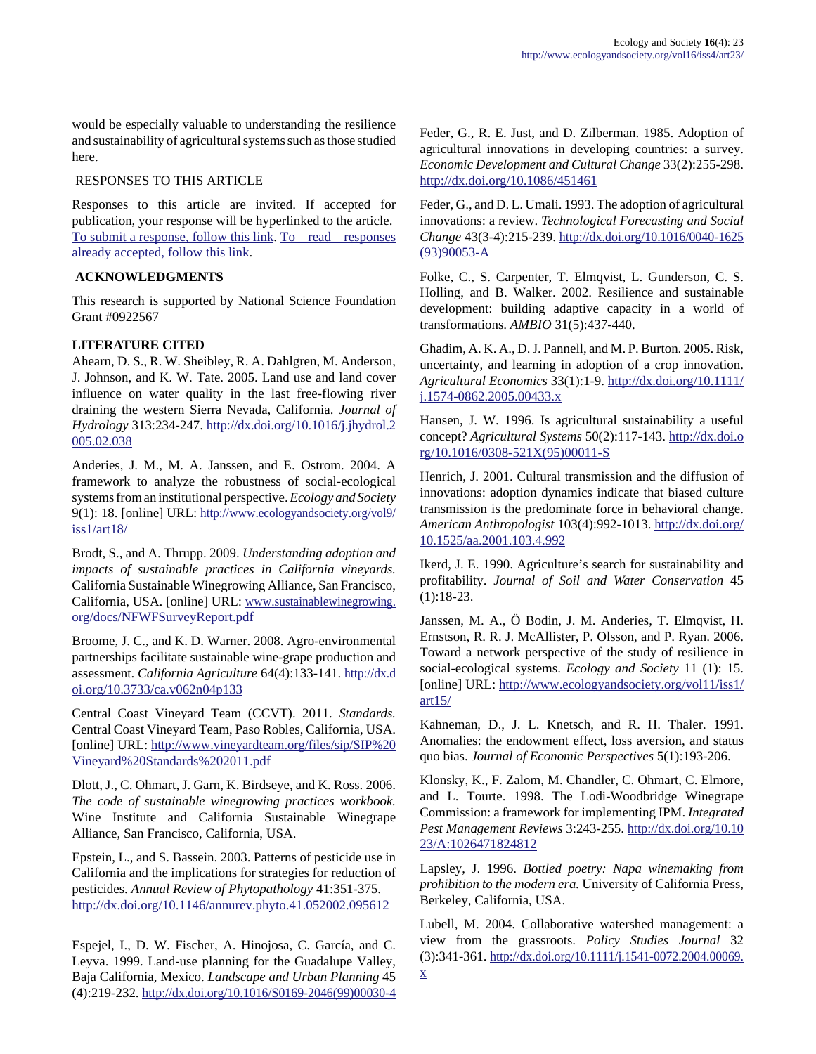would be especially valuable to understanding the resilience and sustainability of agricultural systems such as those studied here.

## RESPONSES TO THIS ARTICLE

Responses to this article are invited. If accepted for publication, your response will be hyperlinked to the article. To submit a response, follow this link. To read responses already accepted, follow this link.

## ACKNOWLEDGMENTS

This research is supported by National Science Foundation Grant #0922567

## LITERATURE CITED

Ahearn, D. S., R. W. Sheibley, R. A. Dahlgren, M. Anderson, J. Johnson, and K. W. Tate. 2005. Land use and land cover influence on water quality in the last free-flowing river draining the western Sierra Nevada, California. *Journal of Hydrology* 313:234-247. http://dx.doi.org/10.1016/j.jhydrol.2005.02.038

Anderies, J. M., M. A. Janssen, and E. Ostrom. 2004. A framework to analyze the robustness of social-ecological systems from an institutional perspective. *Ecology and Society* 9(1): 18. [online] URL: http://www.ecologyandsociety.org/vol9/iss1/art18/

Brodt, S., and A. Thrupp. 2009. *Understanding adoption and impacts of sustainable practices in California vineyards.* California Sustainable Winegrowing Alliance, San Francisco, California, USA. [online] URL: www.sustainablewinegrowing.org/docs/NFWFSurveyReport.pdf

Broome, J. C., and K. D. Warner. 2008. Agro-environmental partnerships facilitate sustainable wine-grape production and assessment. *California Agriculture* 64(4):133-141. http://dx.doi.org/10.3733/ca.v062n04p133

Central Coast Vineyard Team (CCVT). 2011. *Standards.* Central Coast Vineyard Team, Paso Robles, California, USA. [online] URL: http://www.vineyardteam.org/files/sip/SIP%20Vineyard%20Standards%202011.pdf

Dlott, J., C. Ohmart, J. Garn, K. Birdseye, and K. Ross. 2006. *The code of sustainable winegrowing practices workbook.* Wine Institute and California Sustainable Winegrape Alliance, San Francisco, California, USA.

Epstein, L., and S. Bassein. 2003. Patterns of pesticide use in California and the implications for strategies for reduction of pesticides. *Annual Review of Phytopathology* 41:351-375. http://dx.doi.org/10.1146/annurev.phyto.41.052002.095612

Espejel, I., D. W. Fischer, A. Hinojosa, C. García, and C. Leyva. 1999. Land-use planning for the Guadalupe Valley, Baja California, Mexico. *Landscape and Urban Planning* 45(4):219-232. http://dx.doi.org/10.1016/S0169-2046(99)00030-4

Feder, G., R. E. Just, and D. Zilberman. 1985. Adoption of agricultural innovations in developing countries: a survey. *Economic Development and Cultural Change* 33(2):255-298. http://dx.doi.org/10.1086/451461

Feder, G., and D. L. Umali. 1993. The adoption of agricultural innovations: a review. *Technological Forecasting and Social Change* 43(3-4):215-239. http://dx.doi.org/10.1016/0040-1625(93)90053-A

Folke, C., S. Carpenter, T. Elmqvist, L. Gunderson, C. S. Holling, and B. Walker. 2002. Resilience and sustainable development: building adaptive capacity in a world of transformations. *AMBIO* 31(5):437-440.

Ghadim, A. K. A., D. J. Pannell, and M. P. Burton. 2005. Risk, uncertainty, and learning in adoption of a crop innovation. *Agricultural Economics* 33(1):1-9. http://dx.doi.org/10.1111/j.1574-0862.2005.00433.x

Hansen, J. W. 1996. Is agricultural sustainability a useful concept? *Agricultural Systems* 50(2):117-143. http://dx.doi.org/10.1016/0308-521X(95)00011-S

Henrich, J. 2001. Cultural transmission and the diffusion of innovations: adoption dynamics indicate that biased culture transmission is the predominate force in behavioral change. *American Anthropologist* 103(4):992-1013. http://dx.doi.org/10.1525/aa.2001.103.4.992

Ikerd, J. E. 1990. Agriculture's search for sustainability and profitability. *Journal of Soil and Water Conservation* 45(1):18-23.

Janssen, M. A., Ö Bodin, J. M. Anderies, T. Elmqvist, H. Ernstson, R. R. J. McAllister, P. Olsson, and P. Ryan. 2006. Toward a network perspective of the study of resilience in social-ecological systems. *Ecology and Society* 11 (1): 15. [online] URL: http://www.ecologyandsociety.org/vol11/iss1/art15/

Kahneman, D., J. L. Knetsch, and R. H. Thaler. 1991. Anomalies: the endowment effect, loss aversion, and status quo bias. *Journal of Economic Perspectives* 5(1):193-206.

Klonsky, K., F. Zalom, M. Chandler, C. Ohmart, C. Elmore, and L. Tourte. 1998. The Lodi-Woodbridge Winegrape Commission: a framework for implementing IPM. *Integrated Pest Management Reviews* 3:243-255. http://dx.doi.org/10.1023/A:1026471824812

Lapsley, J. 1996. *Bottled poetry: Napa winemaking from prohibition to the modern era.* University of California Press, Berkeley, California, USA.

Lubell, M. 2004. Collaborative watershed management: a view from the grassroots. *Policy Studies Journal* 32(3):341-361. http://dx.doi.org/10.1111/j.1541-0072.2004.00069.x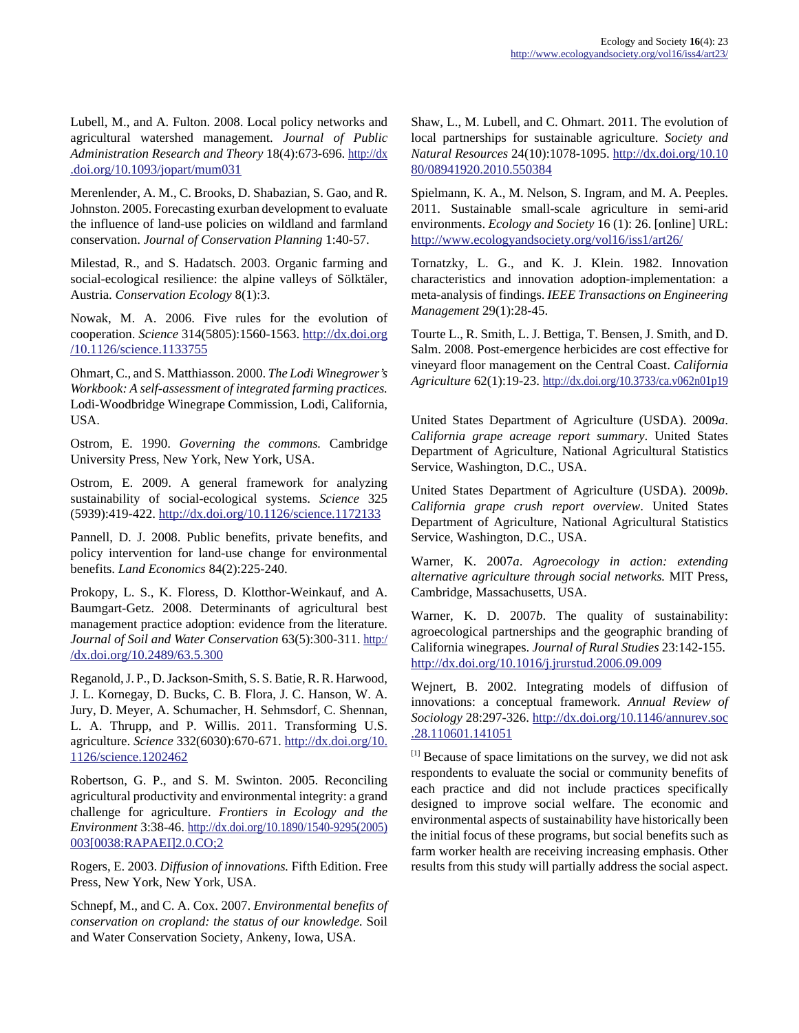Lubell, M., and A. Fulton. 2008. Local policy networks and agricultural watershed management. *Journal of Public Administration Research and Theory* 18(4):673-696. http://dx.doi.org/10.1093/jopart/mum031

Merenlender, A. M., C. Brooks, D. Shabazian, S. Gao, and R. Johnston. 2005. Forecasting exurban development to evaluate the influence of land-use policies on wildland and farmland conservation. *Journal of Conservation Planning* 1:40-57.

Milestad, R., and S. Hadatsch. 2003. Organic farming and social-ecological resilience: the alpine valleys of Sölktäler, Austria. *Conservation Ecology* 8(1):3.

Nowak, M. A. 2006. Five rules for the evolution of cooperation. *Science* 314(5805):1560-1563. http://dx.doi.org/10.1126/science.1133755

Ohmart, C., and S. Matthiasson. 2000. *The Lodi Winegrower's Workbook: A self-assessment of integrated farming practices.* Lodi-Woodbridge Winegrape Commission, Lodi, California, USA.

Ostrom, E. 1990. *Governing the commons.* Cambridge University Press, New York, New York, USA.

Ostrom, E. 2009. A general framework for analyzing sustainability of social-ecological systems. *Science* 325 (5939):419-422. http://dx.doi.org/10.1126/science.1172133

Pannell, D. J. 2008. Public benefits, private benefits, and policy intervention for land-use change for environmental benefits. *Land Economics* 84(2):225-240.

Prokopy, L. S., K. Floress, D. Klotthor-Weinkauf, and A. Baumgart-Getz. 2008. Determinants of agricultural best management practice adoption: evidence from the literature. *Journal of Soil and Water Conservation* 63(5):300-311. http://dx.doi.org/10.2489/63.5.300

Reganold, J. P., D. Jackson-Smith, S. S. Batie, R. R. Harwood, J. L. Kornegay, D. Bucks, C. B. Flora, J. C. Hanson, W. A. Jury, D. Meyer, A. Schumacher, H. Sehmsdorf, C. Shennan, L. A. Thrupp, and P. Willis. 2011. Transforming U.S. agriculture. *Science* 332(6030):670-671. http://dx.doi.org/10.1126/science.1202462

Robertson, G. P., and S. M. Swinton. 2005. Reconciling agricultural productivity and environmental integrity: a grand challenge for agriculture. *Frontiers in Ecology and the Environment* 3:38-46. http://dx.doi.org/10.1890/1540-9295(2005)003[0038:RAPAEI]2.0.CO;2

Rogers, E. 2003. *Diffusion of innovations.* Fifth Edition. Free Press, New York, New York, USA.

Schnepf, M., and C. A. Cox. 2007. *Environmental benefits of conservation on cropland: the status of our knowledge.* Soil and Water Conservation Society, Ankeny, Iowa, USA.

Shaw, L., M. Lubell, and C. Ohmart. 2011. The evolution of local partnerships for sustainable agriculture. *Society and Natural Resources* 24(10):1078-1095. http://dx.doi.org/10.1080/08941920.2010.550384

Spielmann, K. A., M. Nelson, S. Ingram, and M. A. Peeples. 2011. Sustainable small-scale agriculture in semi-arid environments. *Ecology and Society* 16 (1): 26. [online] URL: http://www.ecologyandsociety.org/vol16/iss1/art26/

Tornatzky, L. G., and K. J. Klein. 1982. Innovation characteristics and innovation adoption-implementation: a meta-analysis of findings. *IEEE Transactions on Engineering Management* 29(1):28-45.

Tourte L., R. Smith, L. J. Bettiga, T. Bensen, J. Smith, and D. Salm. 2008. Post-emergence herbicides are cost effective for vineyard floor management on the Central Coast. *California Agriculture* 62(1):19-23. http://dx.doi.org/10.3733/ca.v062n01p19

United States Department of Agriculture (USDA). 2009*a*. *California grape acreage report summary*. United States Department of Agriculture, National Agricultural Statistics Service, Washington, D.C., USA.

United States Department of Agriculture (USDA). 2009*b*. *California grape crush report overview*. United States Department of Agriculture, National Agricultural Statistics Service, Washington, D.C., USA.

Warner, K. 2007*a*. *Agroecology in action: extending alternative agriculture through social networks.* MIT Press, Cambridge, Massachusetts, USA.

Warner, K. D. 2007*b*. The quality of sustainability: agroecological partnerships and the geographic branding of California winegrapes. *Journal of Rural Studies* 23:142-155. http://dx.doi.org/10.1016/j.jrurstud.2006.09.009

Wejnert, B. 2002. Integrating models of diffusion of innovations: a conceptual framework. *Annual Review of Sociology* 28:297-326. http://dx.doi.org/10.1146/annurev.soc.28.110601.141051

[1] Because of space limitations on the survey, we did not ask respondents to evaluate the social or community benefits of each practice and did not include practices specifically designed to improve social welfare. The economic and environmental aspects of sustainability have historically been the initial focus of these programs, but social benefits such as farm worker health are receiving increasing emphasis. Other results from this study will partially address the social aspect.